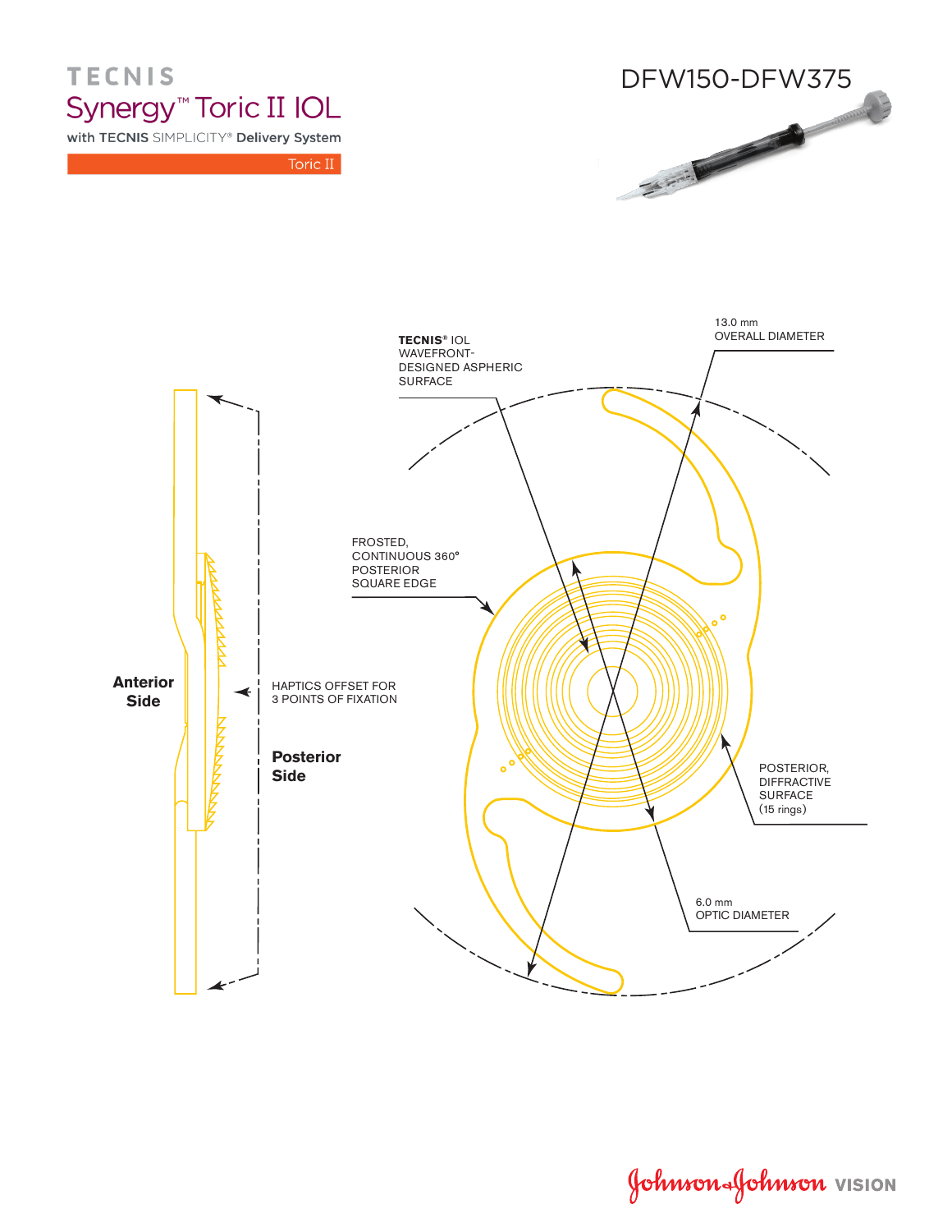TECNIS

# Synergy™ Toric II IOL

with TECNIS SIMPLICITY® Delivery System

Toric II

DFW150-DFW375

13.0 mm
OVERALL DIAMETER

**TECNIS**® IOL
WAVEFRONT-
DESIGNED ASPHERIC
SURFACE

FROSTED,
CONTINUOUS 360°
POSTERIOR
SQUARE EDGE

**Anterior Side**

HAPTICS OFFSET FOR
3 POINTS OF FIXATION

**Posterior Side**

POSTERIOR,
DIFFRACTIVE
SURFACE
(15 rings)

6.0 mm
OPTIC DIAMETER

Johnson & Johnson VISION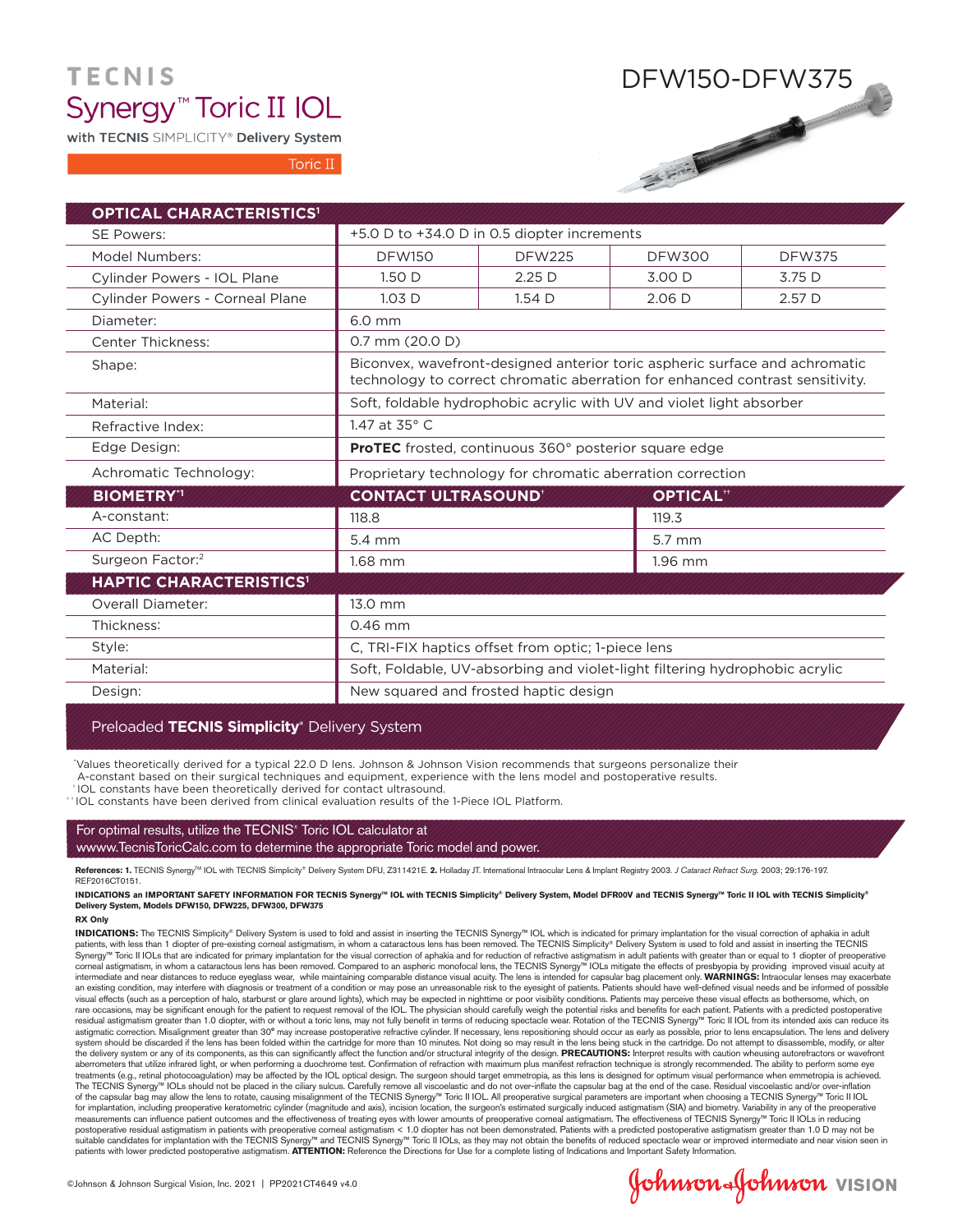# TECNIS Synergy™ Toric II IOL

with TECNIS SIMPLICITY® Delivery System

Toric II

DFW150-DFW375

| OPTICAL CHARACTERISTICS[1] | | | | |
|---|---|---|---|---|
| SE Powers: | +5.0 D to +34.0 D in 0.5 diopter increments | | | |
| Model Numbers: | DFW150 | DFW225 | DFW300 | DFW375 |
| Cylinder Powers - IOL Plane | 1.50 D | 2.25 D | 3.00 D | 3.75 D |
| Cylinder Powers - Corneal Plane | 1.03 D | 1.54 D | 2.06 D | 2.57 D |
| Diameter: | 6.0 mm | | | |
| Center Thickness: | 0.7 mm (20.0 D) | | | |
| Shape: | Biconvex, wavefront-designed anterior toric aspheric surface and achromatic technology to correct chromatic aberration for enhanced contrast sensitivity. | | | |
| Material: | Soft, foldable hydrophobic acrylic with UV and violet light absorber | | | |
| Refractive Index: | 1.47 at 35° C | | | |
| Edge Design: | **ProTEC** frosted, continuous 360° posterior square edge | | | |
| Achromatic Technology: | Proprietary technology for chromatic aberration correction | | | |

| BIOMETRY*[1] | CONTACT ULTRASOUND† | OPTICAL†† |
|---|---|---|
| A-constant: | 118.8 | 119.3 |
| AC Depth: | 5.4 mm | 5.7 mm |
| Surgeon Factor:[2] | 1.68 mm | 1.96 mm |

| HAPTIC CHARACTERISTICS[1] | |
|---|---|
| Overall Diameter: | 13.0 mm |
| Thickness: | 0.46 mm |
| Style: | C, TRI-FIX haptics offset from optic; 1-piece lens |
| Material: | Soft, Foldable, UV-absorbing and violet-light filtering hydrophobic acrylic |
| Design: | New squared and frosted haptic design |

Preloaded **TECNIS Simplicity**® Delivery System

*Values theoretically derived for a typical 22.0 D lens. Johnson & Johnson Vision recommends that surgeons personalize their A-constant based on their surgical techniques and equipment, experience with the lens model and postoperative results.
†IOL constants have been theoretically derived for contact ultrasound.
††IOL constants have been derived from clinical evaluation results of the 1-Piece IOL Platform.

For optimal results, utilize the TECNIS® Toric IOL calculator at wwww.TecnisToricCalc.com to determine the appropriate Toric model and power.

**References: 1.** TECNIS Synergy™ IOL with TECNIS Simplicity® Delivery System DFU, Z311421E. **2.** Holladay JT. International Intraocular Lens & Implant Registry 2003. *J Cataract Refract Surg.* 2003; 29:176-197. REF2016CT0151.

**INDICATIONS an IMPORTANT SAFETY INFORMATION FOR TECNIS Synergy™ IOL with TECNIS Simplicity® Delivery System, Model DFR00V and TECNIS Synergy™ Toric II IOL with TECNIS Simplicity® Delivery System, Models DFW150, DFW225, DFW300, DFW375**

**RX Only**

**INDICATIONS:** The TECNIS Simplicity® Delivery System is used to fold and assist in inserting the TECNIS Synergy™ IOL which is indicated for primary implantation for the visual correction of aphakia in adult patients, with less than 1 diopter of pre-existing corneal astigmatism, in whom a cataractous lens has been removed. The TECNIS Simplicity® Delivery System is used to fold and assist in inserting the TECNIS Synergy™ Toric II IOLs that are indicated for primary implantation for the visual correction of aphakia and for reduction of refractive astigmatism in adult patients with greater than or equal to 1 diopter of preoperative corneal astigmatism, in whom a cataractous lens has been removed. Compared to an aspheric monofocal lens, the TECNIS Synergy™ IOLs mitigate the effects of presbyopia by providing improved visual acuity at intermediate and near distances to reduce eyeglass wear, while maintaining comparable distance visual acuity. The lens is intended for capsular bag placement only. **WARNINGS:** Intraocular lenses may exacerbate an existing condition, may interfere with diagnosis or treatment of a condition or may pose an unreasonable risk to the eyesight of patients. Patients should have well-defined visual needs and be informed of possible visual effects (such as a perception of halo, starburst or glare around lights), which may be expected in nighttime or poor visibility conditions. Patients may perceive these visual effects as bothersome, which, on rare occasions, may be significant enough for the patient to request removal of the IOL. The physician should carefully weigh the potential risks and benefits for each patient. Patients with a predicted postoperative residual astigmatism greater than 1.0 diopter, with or without a toric lens, may not fully benefit in terms of reducing spectacle wear. Rotation of the TECNIS Synergy™ Toric II IOL from its intended axis can reduce its astigmatic correction. Misalignment greater than 30° may increase postoperative refractive cylinder. If necessary, lens repositioning should occur as early as possible, prior to lens encapsulation. The lens and delivery system should be discarded if the lens has been folded within the cartridge for more than 10 minutes. Not doing so may result in the lens being stuck in the cartridge. Do not attempt to disassemble, modify, or alter the delivery system or any of its components, as this can significantly affect the function and/or structural integrity of the design. **PRECAUTIONS:** Interpret results with caution wheusing autorefractors or wavefront aberrometers that utilize infrared light, or when performing a duochrome test. Confirmation of refraction with maximum plus manifest refraction technique is strongly recommended. The ability to perform some eye treatments (e.g., retinal photocoagulation) may be affected by the IOL optical design. The surgeon should target emmetropia, as this lens is designed for optimum visual performance when emmetropia is achieved. The TECNIS Synergy™ IOLs should not be placed in the ciliary sulcus. Carefully remove all viscoelastic and do not over-inflate the capsular bag at the end of the case. Residual viscoelastic and/or over-inflation of the capsular bag may allow the lens to rotate, causing misalignment of the TECNIS Synergy™ Toric II IOL. All preoperative surgical parameters are important when choosing a TECNIS Synergy™ Toric II IOL for implantation, including preoperative keratometric cylinder (magnitude and axis), incision location, the surgeon's estimated surgically induced astigmatism (SIA) and biometry. Variability in any of the preoperative measurements can influence patient outcomes and the effectiveness of treating eyes with lower amounts of preoperative corneal astigmatism. The effectiveness of TECNIS Synergy™ Toric II IOLs in reducing postoperative residual astigmatism in patients with preoperative corneal astigmatism < 1.0 diopter has not been demonstrated. Patients with a predicted postoperative astigmatism greater than 1.0 D may not be suitable candidates for implantation with the TECNIS Synergy™ and TECNIS Synergy™ Toric II IOLs, as they may not obtain the benefits of reduced spectacle wear or improved intermediate and near vision seen in patients with lower predicted postoperative astigmatism. **ATTENTION:** Reference the Directions for Use for a complete listing of Indications and Important Safety Information.

©Johnson & Johnson Surgical Vision, Inc. 2021 | PP2021CT4649 v4.0

Johnson & Johnson VISION